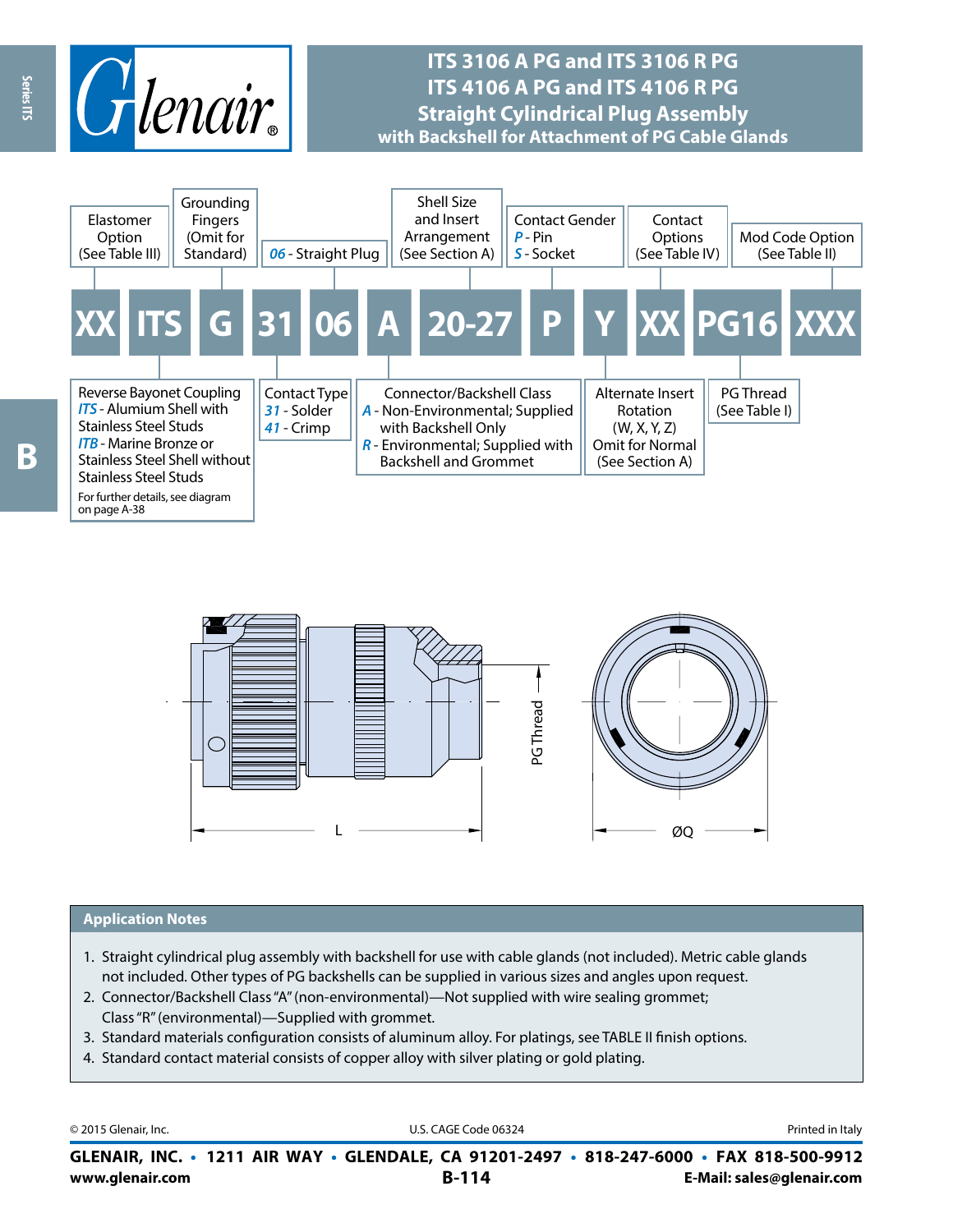# ITS 3106 A PG and ITS 3106 R PG
# ITS 4106 A PG and ITS 4106 R PG
## Straight Cylindrical Plug Assembly
### with Backshell for Attachment of PG Cable Glands

**XX ITS G 31 06 A 20-27 P Y XX PG16 XXX**

| Code | Description |
|---|---|
| XX | Elastomer Option (See Table III) |
| ITS | Reverse Bayonet Coupling<br>*ITS* - Alumium Shell with Stainless Steel Studs<br>*ITB* - Marine Bronze or Stainless Steel Shell without Stainless Steel Studs<br>For further details, see diagram on page A-38 |
| G | Grounding Fingers (Omit for Standard) |
| 31 | Contact Type<br>*31* - Solder<br>*41* - Crimp |
| 06 | *06* - Straight Plug |
| A | Connector/Backshell Class<br>*A* - Non-Environmental; Supplied with Backshell Only<br>*R* - Environmental; Supplied with Backshell and Grommet |
| 20-27 | Shell Size and Insert Arrangement (See Section A) |
| P | Contact Gender<br>*P* - Pin<br>*S* - Socket |
| Y | Alternate Insert Rotation (W, X, Y, Z) Omit for Normal (See Section A) |
| XX | Contact Options (See Table IV) |
| PG16 | PG Thread (See Table I) |
| XXX | Mod Code Option (See Table II) |

PG Thread

L

ØQ

## Application Notes

1. Straight cylindrical plug assembly with backshell for use with cable glands (not included). Metric cable glands not included. Other types of PG backshells can be supplied in various sizes and angles upon request.
2. Connector/Backshell Class "A" (non-environmental)—Not supplied with wire sealing grommet; Class "R" (environmental)—Supplied with grommet.
3. Standard materials configuration consists of aluminum alloy. For platings, see TABLE II finish options.
4. Standard contact material consists of copper alloy with silver plating or gold plating.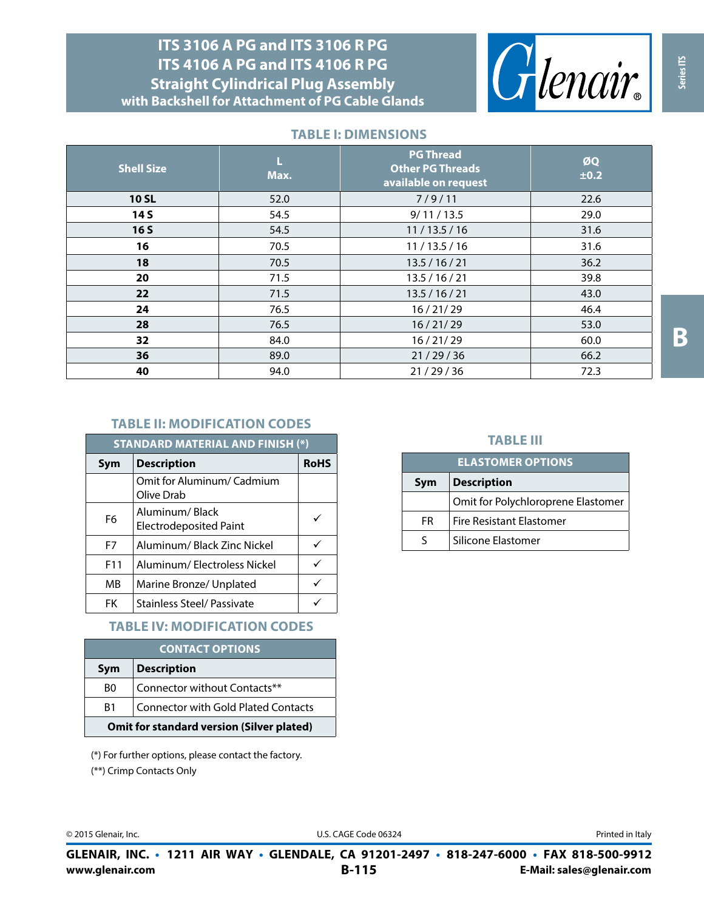# ITS 3106 A PG and ITS 3106 R PG
# ITS 4106 A PG and ITS 4106 R PG
# Straight Cylindrical Plug Assembly
## with Backshell for Attachment of PG Cable Glands

### TABLE I: DIMENSIONS

| Shell Size | L Max. | PG Thread Other PG Threads available on request | ØQ ±0.2 |
|---|---|---|---|
| **10 SL** | 52.0 | 7 / 9 / 11 | 22.6 |
| **14 S** | 54.5 | 9/ 11 / 13.5 | 29.0 |
| **16 S** | 54.5 | 11 / 13.5 / 16 | 31.6 |
| **16** | 70.5 | 11 / 13.5 / 16 | 31.6 |
| **18** | 70.5 | 13.5 / 16 / 21 | 36.2 |
| **20** | 71.5 | 13.5 / 16 / 21 | 39.8 |
| **22** | 71.5 | 13.5 / 16 / 21 | 43.0 |
| **24** | 76.5 | 16 / 21/ 29 | 46.4 |
| **28** | 76.5 | 16 / 21/ 29 | 53.0 |
| **32** | 84.0 | 16 / 21/ 29 | 60.0 |
| **36** | 89.0 | 21 / 29 / 36 | 66.2 |
| **40** | 94.0 | 21 / 29 / 36 | 72.3 |

### TABLE II: MODIFICATION CODES

| STANDARD MATERIAL AND FINISH (*) | | |
|---|---|---|
| **Sym** | **Description** | **RoHS** |
| | Omit for Aluminum/ Cadmium Olive Drab | |
| F6 | Aluminum/ Black Electrodeposited Paint | ✓ |
| F7 | Aluminum/ Black Zinc Nickel | ✓ |
| F11 | Aluminum/ Electroless Nickel | ✓ |
| MB | Marine Bronze/ Unplated | ✓ |
| FK | Stainless Steel/ Passivate | ✓ |

### TABLE IV: MODIFICATION CODES

| CONTACT OPTIONS | |
|---|---|
| **Sym** | **Description** |
| B0 | Connector without Contacts** |
| B1 | Connector with Gold Plated Contacts |
| **Omit for standard version (Silver plated)** | |

(*) For further options, please contact the factory.

(**) Crimp Contacts Only

### TABLE III

| ELASTOMER OPTIONS | |
|---|---|
| **Sym** | **Description** |
| | Omit for Polychloroprene Elastomer |
| FR | Fire Resistant Elastomer |
| S | Silicone Elastomer |

© 2015 Glenair, Inc. U.S. CAGE Code 06324 Printed in Italy

**GLENAIR, INC. • 1211 AIR WAY • GLENDALE, CA 91201-2497 • 818-247-6000 • FAX 818-500-9912**

**www.glenair.com** **E-Mail: sales@glenair.com**